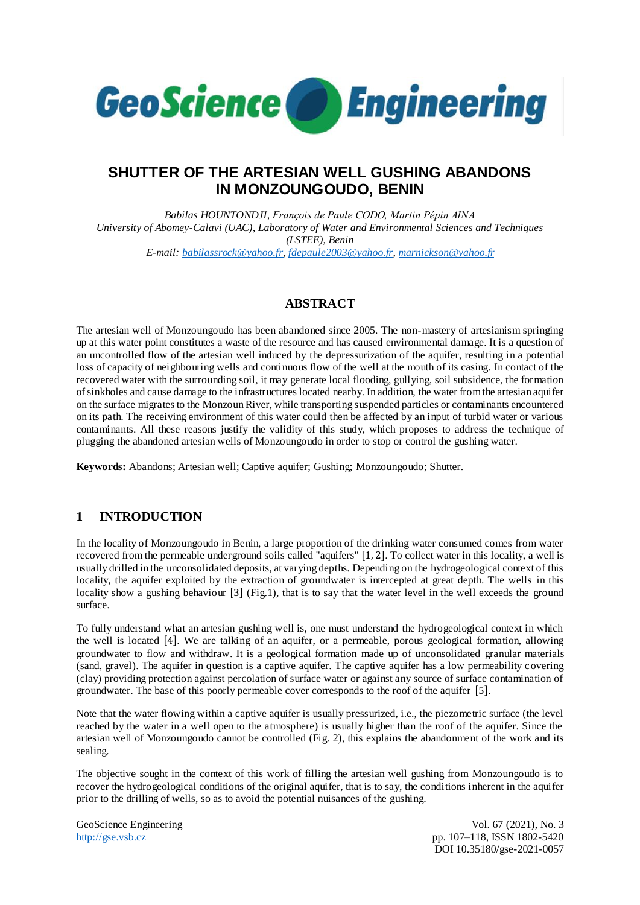# SHUTTER OF THE ARTESIAN WELL GUSHING ABANDONS IN MONZOUNGOUDO, BENIN

*Babilas HOUNTONDJI, François de Paule CODO, Martin Pépin AINA*
*University of Abomey-Calavi (UAC), Laboratory of Water and Environmental Sciences and Techniques (LSTEE), Benin*
*E-mail: babilassrock@yahoo.fr, fdepaule2003@yahoo.fr, marnickson@yahoo.fr*

## ABSTRACT

The artesian well of Monzoungoudo has been abandoned since 2005. The non-mastery of artesianism springing up at this water point constitutes a waste of the resource and has caused environmental damage. It is a question of an uncontrolled flow of the artesian well induced by the depressurization of the aquifer, resulting in a potential loss of capacity of neighbouring wells and continuous flow of the well at the mouth of its casing. In contact of the recovered water with the surrounding soil, it may generate local flooding, gullying, soil subsidence, the formation of sinkholes and cause damage to the infrastructures located nearby. In addition, the water from the artesian aquifer on the surface migrates to the Monzoun River, while transporting suspended particles or contaminants encountered on its path. The receiving environment of this water could then be affected by an input of turbid water or various contaminants. All these reasons justify the validity of this study, which proposes to address the technique of plugging the abandoned artesian wells of Monzoungoudo in order to stop or control the gushing water.

**Keywords:** Abandons; Artesian well; Captive aquifer; Gushing; Monzoungoudo; Shutter.

## 1 INTRODUCTION

In the locality of Monzoungoudo in Benin, a large proportion of the drinking water consumed comes from water recovered from the permeable underground soils called "aquifers" [1, 2]. To collect water in this locality, a well is usually drilled in the unconsolidated deposits, at varying depths. Depending on the hydrogeological context of this locality, the aquifer exploited by the extraction of groundwater is intercepted at great depth. The wells in this locality show a gushing behaviour [3] (Fig.1), that is to say that the water level in the well exceeds the ground surface.

To fully understand what an artesian gushing well is, one must understand the hydrogeological context in which the well is located [4]. We are talking of an aquifer, or a permeable, porous geological formation, allowing groundwater to flow and withdraw. It is a geological formation made up of unconsolidated granular materials (sand, gravel). The aquifer in question is a captive aquifer. The captive aquifer has a low permeability covering (clay) providing protection against percolation of surface water or against any source of surface contamination of groundwater. The base of this poorly permeable cover corresponds to the roof of the aquifer [5].

Note that the water flowing within a captive aquifer is usually pressurized, i.e., the piezometric surface (the level reached by the water in a well open to the atmosphere) is usually higher than the roof of the aquifer. Since the artesian well of Monzoungoudo cannot be controlled (Fig. 2), this explains the abandonment of the work and its sealing.

The objective sought in the context of this work of filling the artesian well gushing from Monzoungoudo is to recover the hydrogeological conditions of the original aquifer, that is to say, the conditions inherent in the aquifer prior to the drilling of wells, so as to avoid the potential nuisances of the gushing.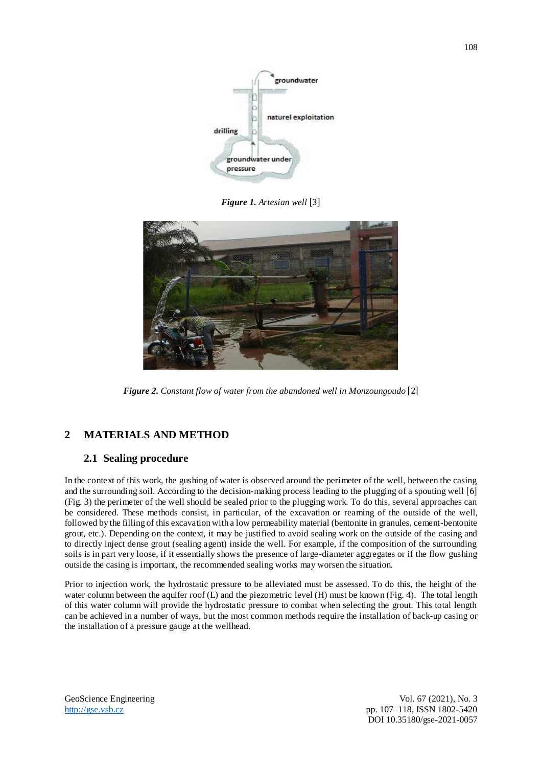*Figure 1. Artesian well* [3]

*Figure 2. Constant flow of water from the abandoned well in Monzoungoudo* [2]

## 2 MATERIALS AND METHOD

### 2.1 Sealing procedure

In the context of this work, the gushing of water is observed around the perimeter of the well, between the casing and the surrounding soil. According to the decision-making process leading to the plugging of a spouting well [6] (Fig. 3) the perimeter of the well should be sealed prior to the plugging work. To do this, several approaches can be considered. These methods consist, in particular, of the excavation or reaming of the outside of the well, followed by the filling of this excavation with a low permeability material (bentonite in granules, cement-bentonite grout, etc.). Depending on the context, it may be justified to avoid sealing work on the outside of the casing and to directly inject dense grout (sealing agent) inside the well. For example, if the composition of the surrounding soils is in part very loose, if it essentially shows the presence of large-diameter aggregates or if the flow gushing outside the casing is important, the recommended sealing works may worsen the situation.

Prior to injection work, the hydrostatic pressure to be alleviated must be assessed. To do this, the height of the water column between the aquifer roof (L) and the piezometric level (H) must be known (Fig. 4). The total length of this water column will provide the hydrostatic pressure to combat when selecting the grout. This total length can be achieved in a number of ways, but the most common methods require the installation of back-up casing or the installation of a pressure gauge at the wellhead.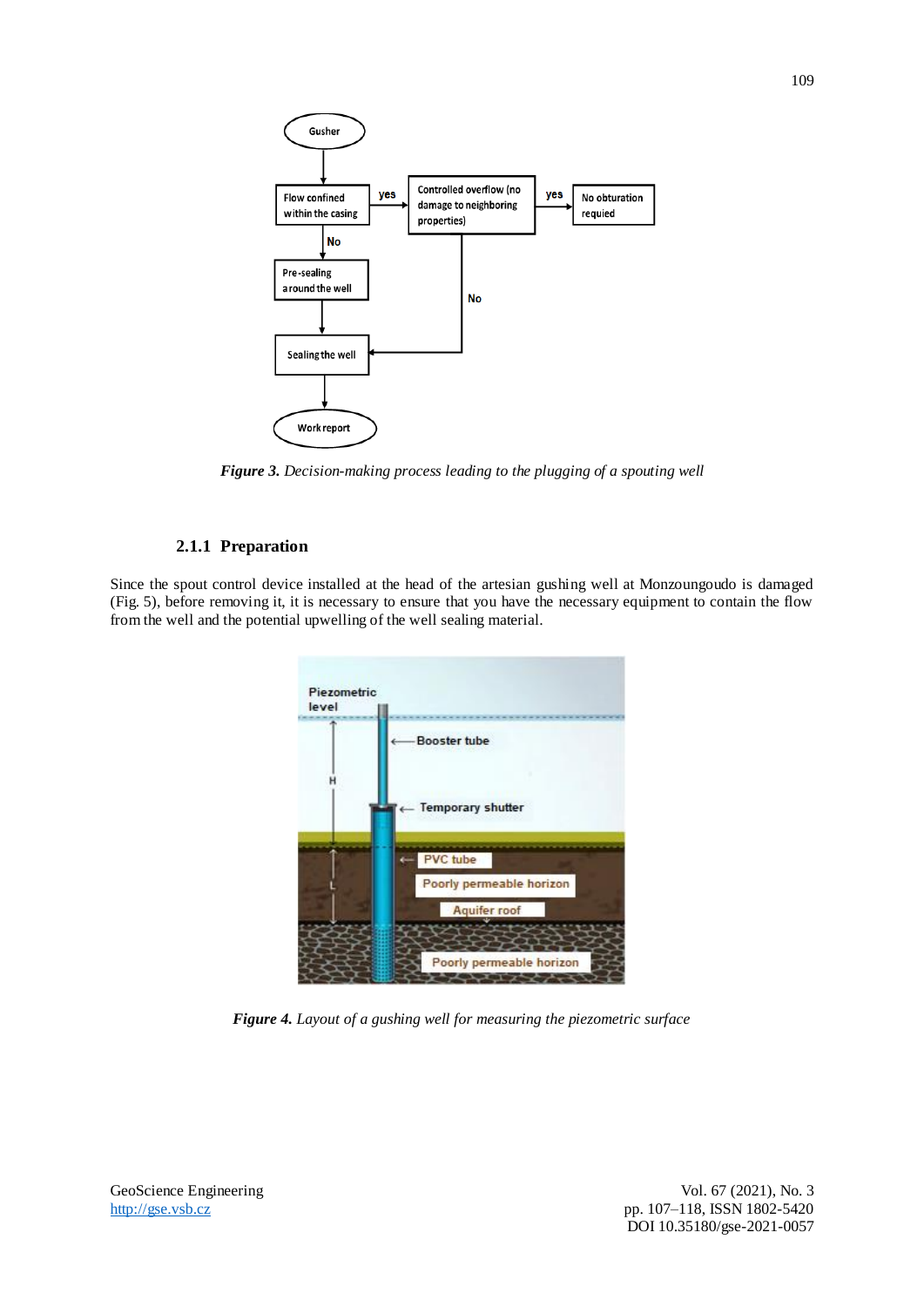*Figure 3. Decision-making process leading to the plugging of a spouting well*

### 2.1.1 Preparation

Since the spout control device installed at the head of the artesian gushing well at Monzoungoudo is damaged (Fig. 5), before removing it, it is necessary to ensure that you have the necessary equipment to contain the flow from the well and the potential upwelling of the well sealing material.

*Figure 4. Layout of a gushing well for measuring the piezometric surface*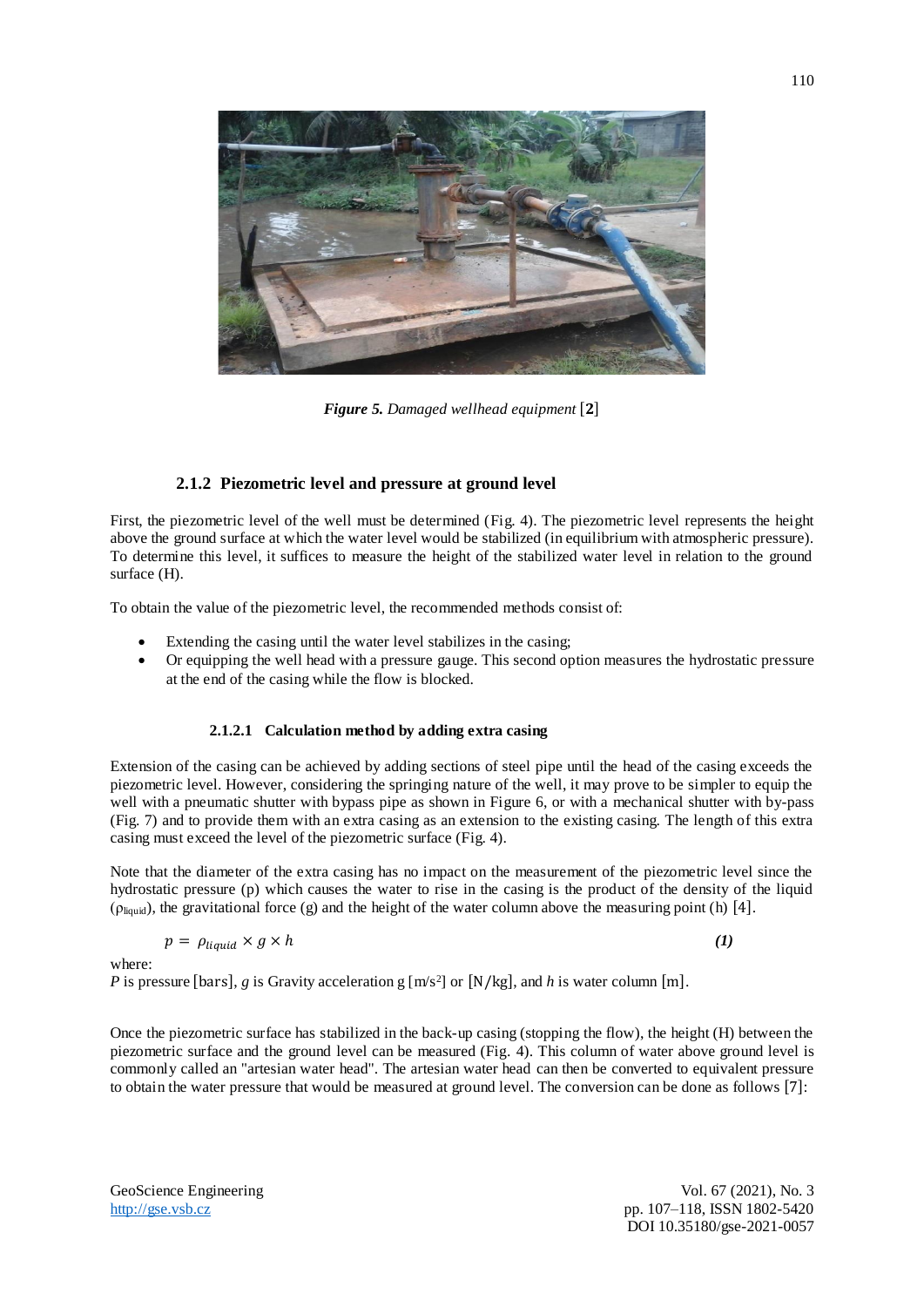*Figure 5. Damaged wellhead equipment* [**2**]

### 2.1.2 Piezometric level and pressure at ground level

First, the piezometric level of the well must be determined (Fig. 4). The piezometric level represents the height above the ground surface at which the water level would be stabilized (in equilibrium with atmospheric pressure). To determine this level, it suffices to measure the height of the stabilized water level in relation to the ground surface (H).

To obtain the value of the piezometric level, the recommended methods consist of:

- Extending the casing until the water level stabilizes in the casing;
- Or equipping the well head with a pressure gauge. This second option measures the hydrostatic pressure at the end of the casing while the flow is blocked.

#### 2.1.2.1 Calculation method by adding extra casing

Extension of the casing can be achieved by adding sections of steel pipe until the head of the casing exceeds the piezometric level. However, considering the springing nature of the well, it may prove to be simpler to equip the well with a pneumatic shutter with bypass pipe as shown in Figure 6, or with a mechanical shutter with by-pass (Fig. 7) and to provide them with an extra casing as an extension to the existing casing. The length of this extra casing must exceed the level of the piezometric surface (Fig. 4).

Note that the diameter of the extra casing has no impact on the measurement of the piezometric level since the hydrostatic pressure (p) which causes the water to rise in the casing is the product of the density of the liquid ($\rho_{liquid}$), the gravitational force (g) and the height of the water column above the measuring point (h) [4].

$$p = \rho_{liquid} \times g \times h \qquad (1)$$

where:
*P* is pressure [bars], *g* is Gravity acceleration g [m/s²] or [N/kg], and *h* is water column [m].

Once the piezometric surface has stabilized in the back-up casing (stopping the flow), the height (H) between the piezometric surface and the ground level can be measured (Fig. 4). This column of water above ground level is commonly called an "artesian water head". The artesian water head can then be converted to equivalent pressure to obtain the water pressure that would be measured at ground level. The conversion can be done as follows [7]: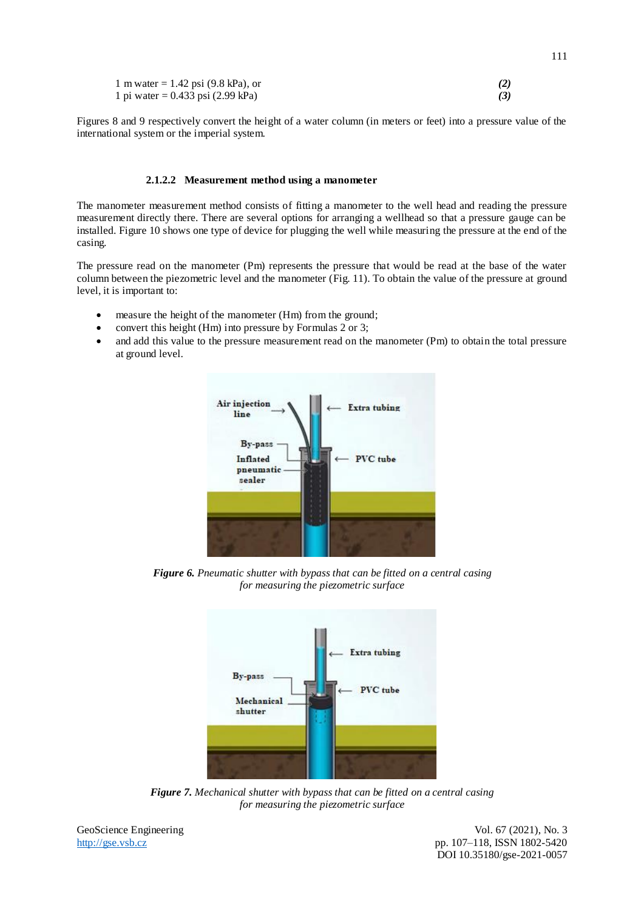1 m water = 1.42 psi (9.8 kPa), or *(2)*
1 pi water = 0.433 psi (2.99 kPa) *(3)*

Figures 8 and 9 respectively convert the height of a water column (in meters or feet) into a pressure value of the international system or the imperial system.

#### 2.1.2.2 Measurement method using a manometer

The manometer measurement method consists of fitting a manometer to the well head and reading the pressure measurement directly there. There are several options for arranging a wellhead so that a pressure gauge can be installed. Figure 10 shows one type of device for plugging the well while measuring the pressure at the end of the casing.

The pressure read on the manometer (Pm) represents the pressure that would be read at the base of the water column between the piezometric level and the manometer (Fig. 11). To obtain the value of the pressure at ground level, it is important to:

- measure the height of the manometer (Hm) from the ground;
- convert this height (Hm) into pressure by Formulas 2 or 3;
- and add this value to the pressure measurement read on the manometer (Pm) to obtain the total pressure at ground level.

***Figure 6.*** *Pneumatic shutter with bypass that can be fitted on a central casing for measuring the piezometric surface*

***Figure 7.*** *Mechanical shutter with bypass that can be fitted on a central casing for measuring the piezometric surface*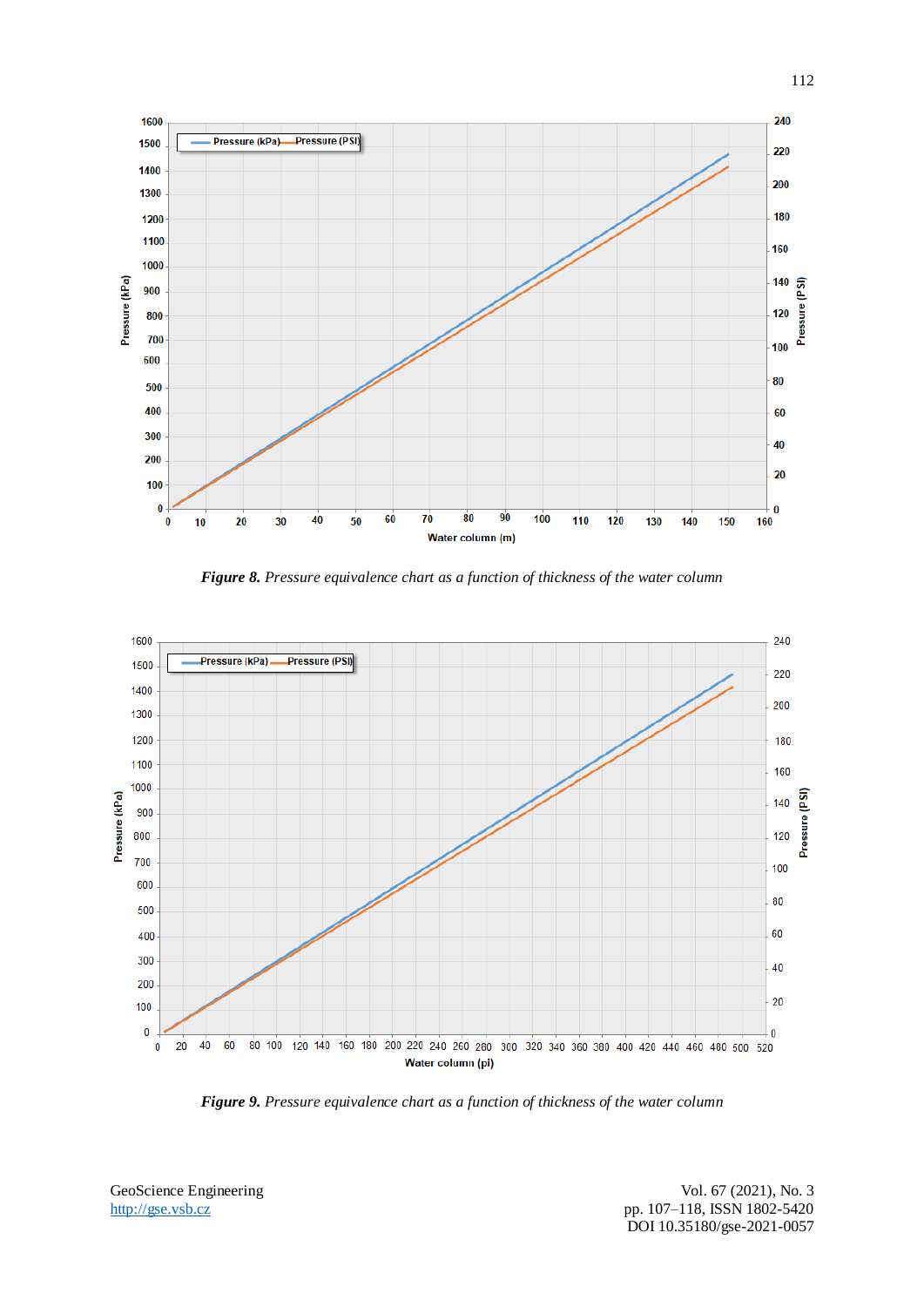*Figure 8.* *Pressure equivalence chart as a function of thickness of the water column*

*Figure 9.* *Pressure equivalence chart as a function of thickness of the water column*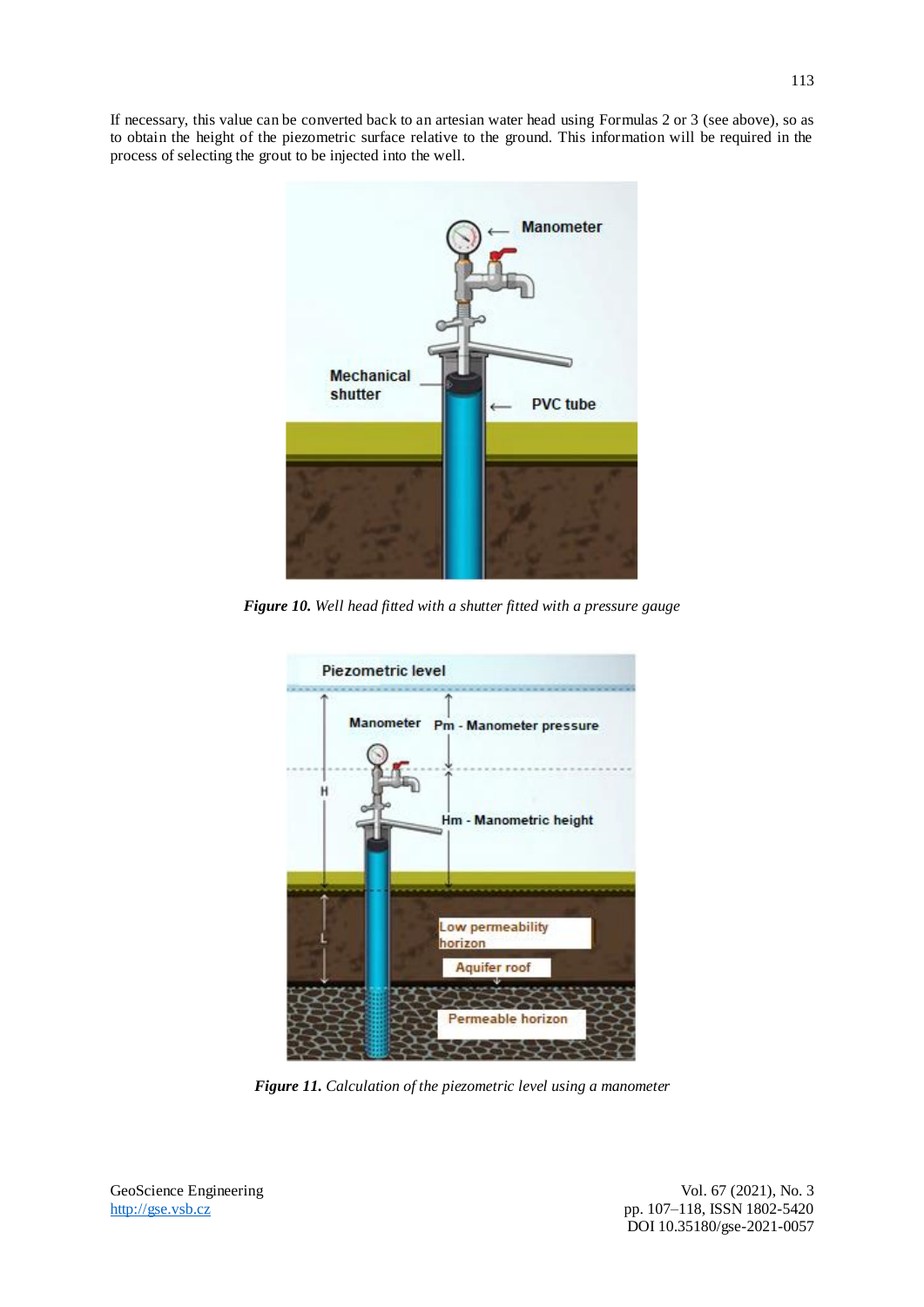If necessary, this value can be converted back to an artesian water head using Formulas 2 or 3 (see above), so as to obtain the height of the piezometric surface relative to the ground. This information will be required in the process of selecting the grout to be injected into the well.

***Figure 10.*** *Well head fitted with a shutter fitted with a pressure gauge*

***Figure 11.*** *Calculation of the piezometric level using a manometer*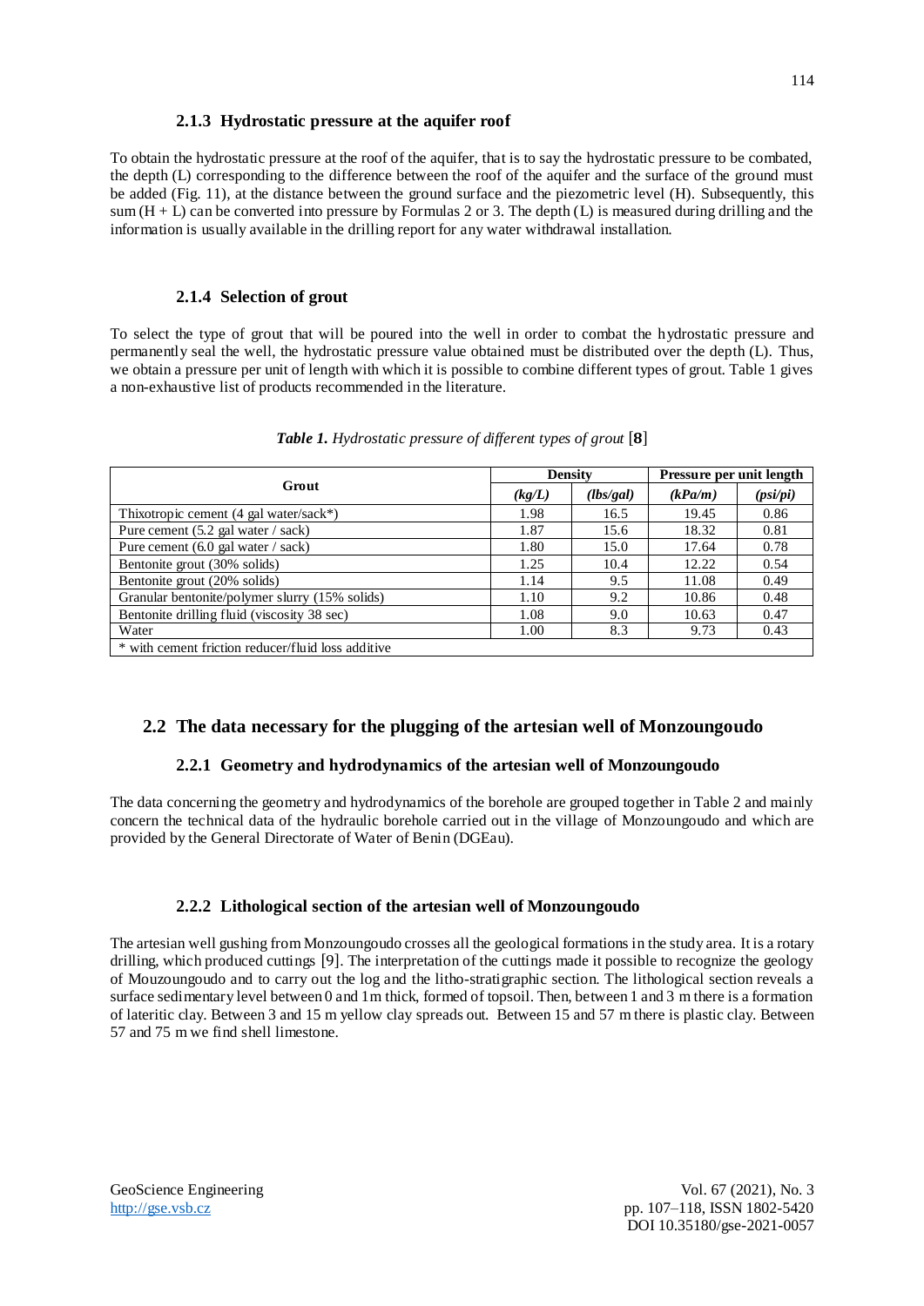### 2.1.3 Hydrostatic pressure at the aquifer roof

To obtain the hydrostatic pressure at the roof of the aquifer, that is to say the hydrostatic pressure to be combated, the depth (L) corresponding to the difference between the roof of the aquifer and the surface of the ground must be added (Fig. 11), at the distance between the ground surface and the piezometric level (H). Subsequently, this sum (H + L) can be converted into pressure by Formulas 2 or 3. The depth (L) is measured during drilling and the information is usually available in the drilling report for any water withdrawal installation.

### 2.1.4 Selection of grout

To select the type of grout that will be poured into the well in order to combat the hydrostatic pressure and permanently seal the well, the hydrostatic pressure value obtained must be distributed over the depth (L). Thus, we obtain a pressure per unit of length with which it is possible to combine different types of grout. Table 1 gives a non-exhaustive list of products recommended in the literature.

***Table 1.*** *Hydrostatic pressure of different types of grout* [**8**]

| Grout | Density | | Pressure per unit length | |
|---|---|---|---|---|
| | *(kg/L)* | *(lbs/gal)* | *(kPa/m)* | *(psi/pi)* |
| Thixotropic cement (4 gal water/sack*) | 1.98 | 16.5 | 19.45 | 0.86 |
| Pure cement (5.2 gal water / sack) | 1.87 | 15.6 | 18.32 | 0.81 |
| Pure cement (6.0 gal water / sack) | 1.80 | 15.0 | 17.64 | 0.78 |
| Bentonite grout (30% solids) | 1.25 | 10.4 | 12.22 | 0.54 |
| Bentonite grout (20% solids) | 1.14 | 9.5 | 11.08 | 0.49 |
| Granular bentonite/polymer slurry (15% solids) | 1.10 | 9.2 | 10.86 | 0.48 |
| Bentonite drilling fluid (viscosity 38 sec) | 1.08 | 9.0 | 10.63 | 0.47 |
| Water | 1.00 | 8.3 | 9.73 | 0.43 |
| * with cement friction reducer/fluid loss additive | | | | |

## 2.2 The data necessary for the plugging of the artesian well of Monzoungoudo

### 2.2.1 Geometry and hydrodynamics of the artesian well of Monzoungoudo

The data concerning the geometry and hydrodynamics of the borehole are grouped together in Table 2 and mainly concern the technical data of the hydraulic borehole carried out in the village of Monzoungoudo and which are provided by the General Directorate of Water of Benin (DGEau).

### 2.2.2 Lithological section of the artesian well of Monzoungoudo

The artesian well gushing from Monzoungoudo crosses all the geological formations in the study area. It is a rotary drilling, which produced cuttings [9]. The interpretation of the cuttings made it possible to recognize the geology of Mouzoungoudo and to carry out the log and the litho-stratigraphic section. The lithological section reveals a surface sedimentary level between 0 and 1m thick, formed of topsoil. Then, between 1 and 3 m there is a formation of lateritic clay. Between 3 and 15 m yellow clay spreads out. Between 15 and 57 m there is plastic clay. Between 57 and 75 m we find shell limestone.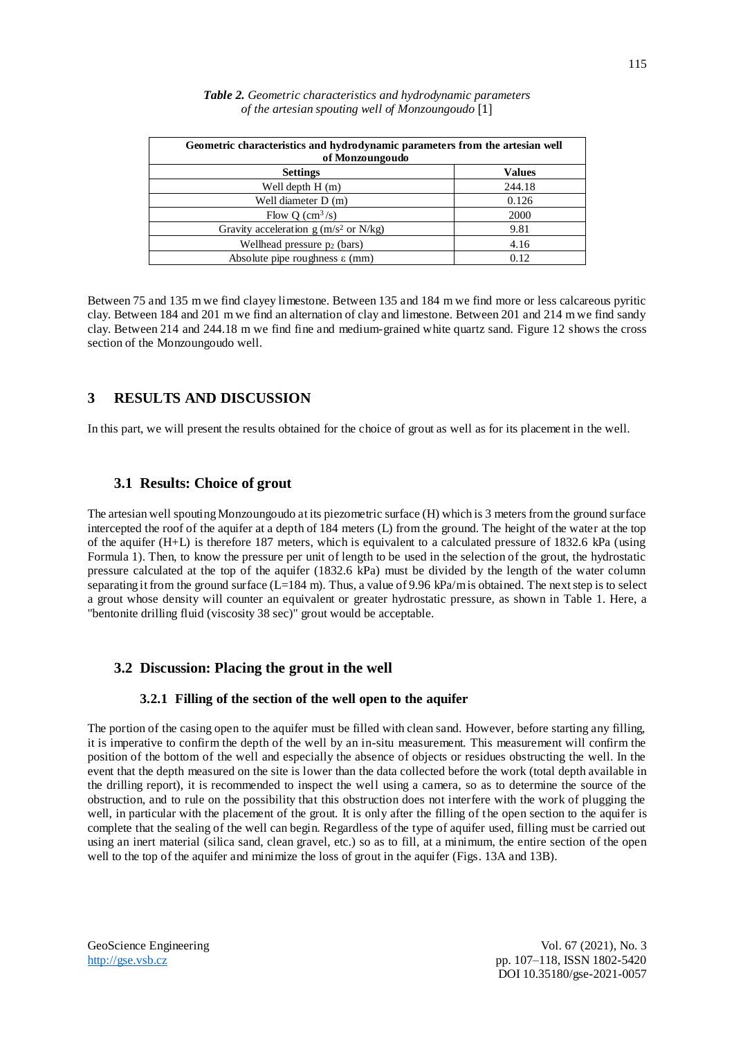***Table 2.** Geometric characteristics and hydrodynamic parameters of the artesian spouting well of Monzoungoudo* [1]

| Geometric characteristics and hydrodynamic parameters from the artesian well of Monzoungoudo | |
|---|---|
| **Settings** | **Values** |
| Well depth H (m) | 244.18 |
| Well diameter D (m) | 0.126 |
| Flow Q ($cm^3/s$) | 2000 |
| Gravity acceleration g ($m/s^2$ or N/kg) | 9.81 |
| Wellhead pressure $p_2$ (bars) | 4.16 |
| Absolute pipe roughness $\varepsilon$ (mm) | 0.12 |

Between 75 and 135 m we find clayey limestone. Between 135 and 184 m we find more or less calcareous pyritic clay. Between 184 and 201 m we find an alternation of clay and limestone. Between 201 and 214 m we find sandy clay. Between 214 and 244.18 m we find fine and medium-grained white quartz sand. Figure 12 shows the cross section of the Monzoungoudo well.

# 3 RESULTS AND DISCUSSION

In this part, we will present the results obtained for the choice of grout as well as for its placement in the well.

## 3.1 Results: Choice of grout

The artesian well spouting Monzoungoudo at its piezometric surface (H) which is 3 meters from the ground surface intercepted the roof of the aquifer at a depth of 184 meters (L) from the ground. The height of the water at the top of the aquifer (H+L) is therefore 187 meters, which is equivalent to a calculated pressure of 1832.6 kPa (using Formula 1). Then, to know the pressure per unit of length to be used in the selection of the grout, the hydrostatic pressure calculated at the top of the aquifer (1832.6 kPa) must be divided by the length of the water column separating it from the ground surface (L=184 m). Thus, a value of 9.96 kPa/m is obtained. The next step is to select a grout whose density will counter an equivalent or greater hydrostatic pressure, as shown in Table 1. Here, a "bentonite drilling fluid (viscosity 38 sec)" grout would be acceptable.

## 3.2 Discussion: Placing the grout in the well

### 3.2.1 Filling of the section of the well open to the aquifer

The portion of the casing open to the aquifer must be filled with clean sand. However, before starting any filling, it is imperative to confirm the depth of the well by an in-situ measurement. This measurement will confirm the position of the bottom of the well and especially the absence of objects or residues obstructing the well. In the event that the depth measured on the site is lower than the data collected before the work (total depth available in the drilling report), it is recommended to inspect the well using a camera, so as to determine the source of the obstruction, and to rule on the possibility that this obstruction does not interfere with the work of plugging the well, in particular with the placement of the grout. It is only after the filling of the open section to the aquifer is complete that the sealing of the well can begin. Regardless of the type of aquifer used, filling must be carried out using an inert material (silica sand, clean gravel, etc.) so as to fill, at a minimum, the entire section of the open well to the top of the aquifer and minimize the loss of grout in the aquifer (Figs. 13A and 13B).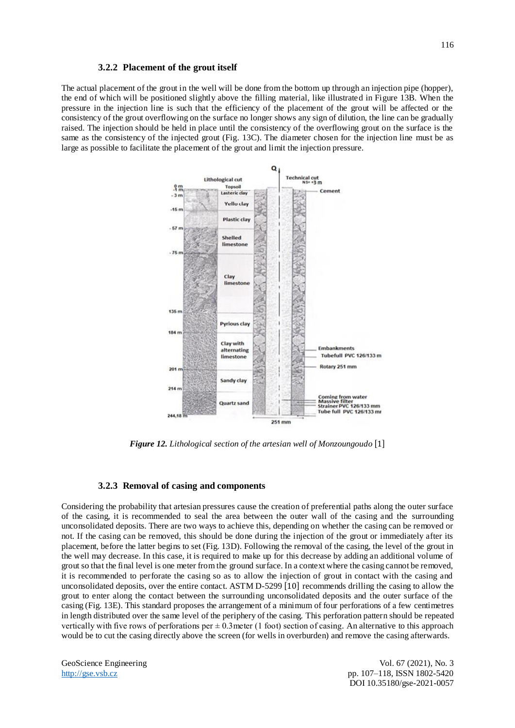### 3.2.2 Placement of the grout itself

The actual placement of the grout in the well will be done from the bottom up through an injection pipe (hopper), the end of which will be positioned slightly above the filling material, like illustrated in Figure 13B. When the pressure in the injection line is such that the efficiency of the placement of the grout will be affected or the consistency of the grout overflowing on the surface no longer shows any sign of dilution, the line can be gradually raised. The injection should be held in place until the consistency of the overflowing grout on the surface is the same as the consistency of the injected grout (Fig. 13C). The diameter chosen for the injection line must be as large as possible to facilitate the placement of the grout and limit the injection pressure.

*Figure 12. Lithological section of the artesian well of Monzoungoudo* [1]

### 3.2.3 Removal of casing and components

Considering the probability that artesian pressures cause the creation of preferential paths along the outer surface of the casing, it is recommended to seal the area between the outer wall of the casing and the surrounding unconsolidated deposits. There are two ways to achieve this, depending on whether the casing can be removed or not. If the casing can be removed, this should be done during the injection of the grout or immediately after its placement, before the latter begins to set (Fig. 13D). Following the removal of the casing, the level of the grout in the well may decrease. In this case, it is required to make up for this decrease by adding an additional volume of grout so that the final level is one meter from the ground surface. In a context where the casing cannot be removed, it is recommended to perforate the casing so as to allow the injection of grout in contact with the casing and unconsolidated deposits, over the entire contact. ASTM D-5299 [10] recommends drilling the casing to allow the grout to enter along the contact between the surrounding unconsolidated deposits and the outer surface of the casing (Fig. 13E). This standard proposes the arrangement of a minimum of four perforations of a few centimetres in length distributed over the same level of the periphery of the casing. This perforation pattern should be repeated vertically with five rows of perforations per ± 0.3meter (1 foot) section of casing. An alternative to this approach would be to cut the casing directly above the screen (for wells in overburden) and remove the casing afterwards.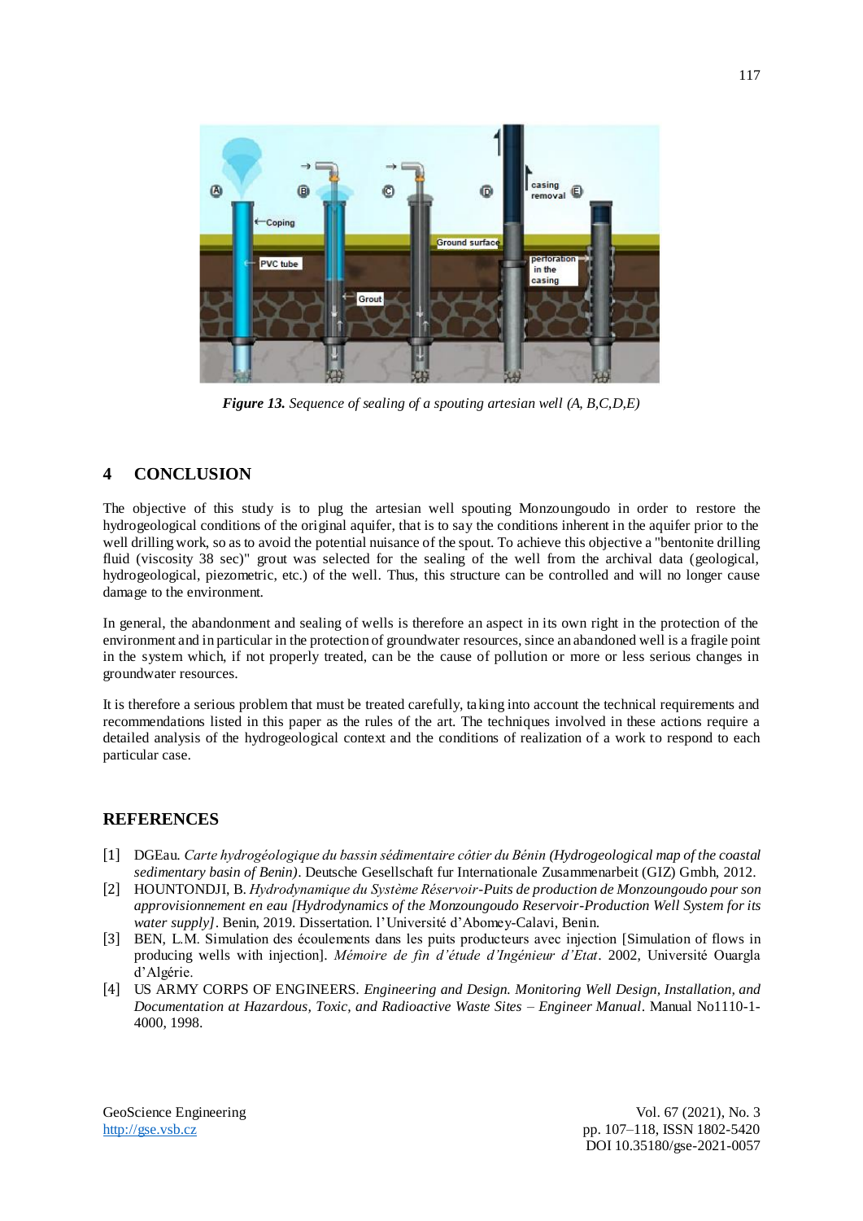*Figure 13. Sequence of sealing of a spouting artesian well (A, B,C,D,E)*

## 4 CONCLUSION

The objective of this study is to plug the artesian well spouting Monzoungoudo in order to restore the hydrogeological conditions of the original aquifer, that is to say the conditions inherent in the aquifer prior to the well drilling work, so as to avoid the potential nuisance of the spout. To achieve this objective a "bentonite drilling fluid (viscosity 38 sec)" grout was selected for the sealing of the well from the archival data (geological, hydrogeological, piezometric, etc.) of the well. Thus, this structure can be controlled and will no longer cause damage to the environment.

In general, the abandonment and sealing of wells is therefore an aspect in its own right in the protection of the environment and in particular in the protection of groundwater resources, since an abandoned well is a fragile point in the system which, if not properly treated, can be the cause of pollution or more or less serious changes in groundwater resources.

It is therefore a serious problem that must be treated carefully, taking into account the technical requirements and recommendations listed in this paper as the rules of the art. The techniques involved in these actions require a detailed analysis of the hydrogeological context and the conditions of realization of a work to respond to each particular case.

## REFERENCES

[1] DGEau. *Carte hydrogéologique du bassin sédimentaire côtier du Bénin (Hydrogeological map of the coastal sedimentary basin of Benin)*. Deutsche Gesellschaft fur Internationale Zusammenarbeit (GIZ) Gmbh, 2012.

[2] HOUNTONDJI, B. *Hydrodynamique du Système Réservoir-Puits de production de Monzoungoudo pour son approvisionnement en eau [Hydrodynamics of the Monzoungoudo Reservoir-Production Well System for its water supply]*. Benin, 2019. Dissertation. l'Université d'Abomey-Calavi, Benin.

[3] BEN, L.M. Simulation des écoulements dans les puits producteurs avec injection [Simulation of flows in producing wells with injection]. *Mémoire de fin d'étude d'Ingénieur d'Etat*. 2002, Université Ouargla d'Algérie.

[4] US ARMY CORPS OF ENGINEERS. *Engineering and Design. Monitoring Well Design, Installation, and Documentation at Hazardous, Toxic, and Radioactive Waste Sites – Engineer Manual*. Manual No1110-1-4000, 1998.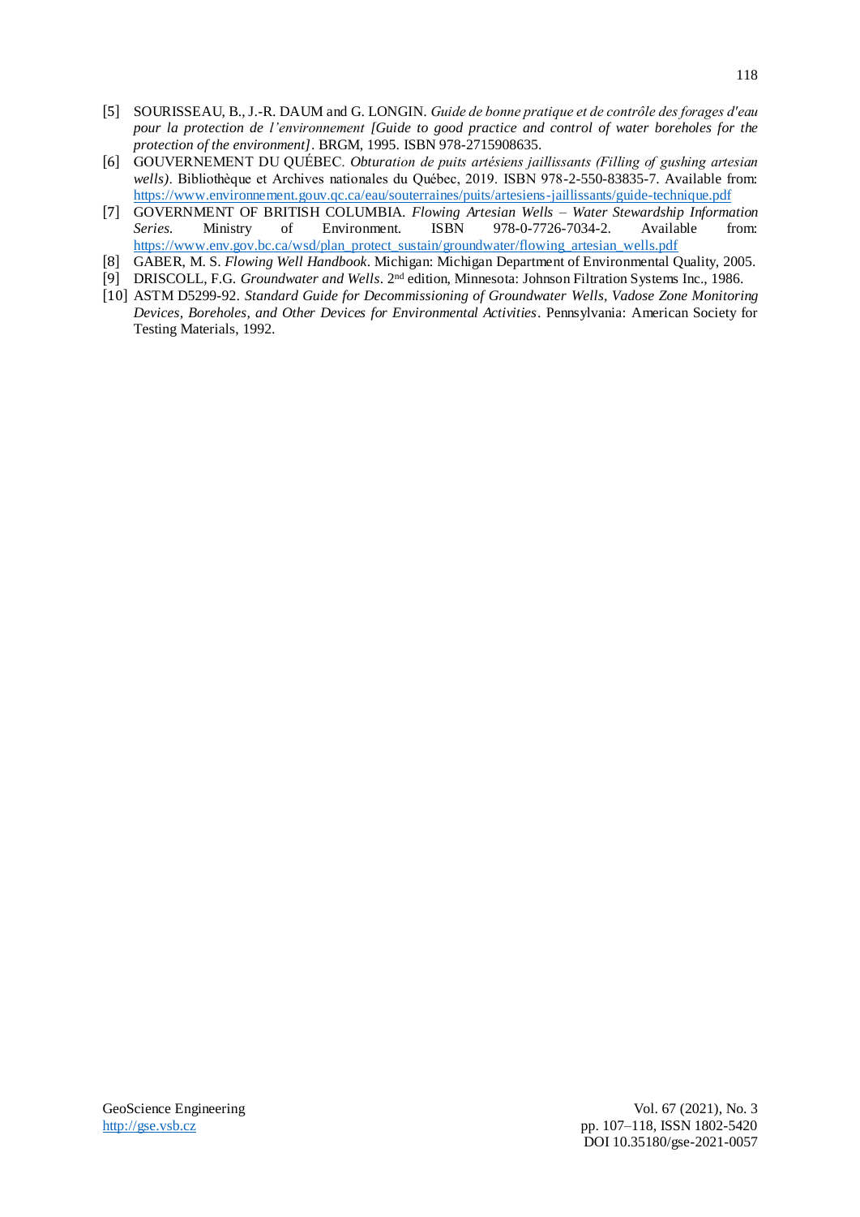[5] SOURISSEAU, B., J.-R. DAUM and G. LONGIN. *Guide de bonne pratique et de contrôle des forages d'eau pour la protection de l'environnement [Guide to good practice and control of water boreholes for the protection of the environment]*. BRGM, 1995. ISBN 978-2715908635.

[6] GOUVERNEMENT DU QUÉBEC. *Obturation de puits artésiens jaillissants (Filling of gushing artesian wells)*. Bibliothèque et Archives nationales du Québec, 2019. ISBN 978-2-550-83835-7. Available from: https://www.environnement.gouv.qc.ca/eau/souterraines/puits/artesiens-jaillissants/guide-technique.pdf

[7] GOVERNMENT OF BRITISH COLUMBIA. *Flowing Artesian Wells – Water Stewardship Information Series*. Ministry of Environment. ISBN 978-0-7726-7034-2. Available from: https://www.env.gov.bc.ca/wsd/plan_protect_sustain/groundwater/flowing_artesian_wells.pdf

[8] GABER, M. S. *Flowing Well Handbook*. Michigan: Michigan Department of Environmental Quality, 2005.

[9] DRISCOLL, F.G. *Groundwater and Wells*. 2nd edition, Minnesota: Johnson Filtration Systems Inc., 1986.

[10] ASTM D5299-92. *Standard Guide for Decommissioning of Groundwater Wells, Vadose Zone Monitoring Devices, Boreholes, and Other Devices for Environmental Activities*. Pennsylvania: American Society for Testing Materials, 1992.